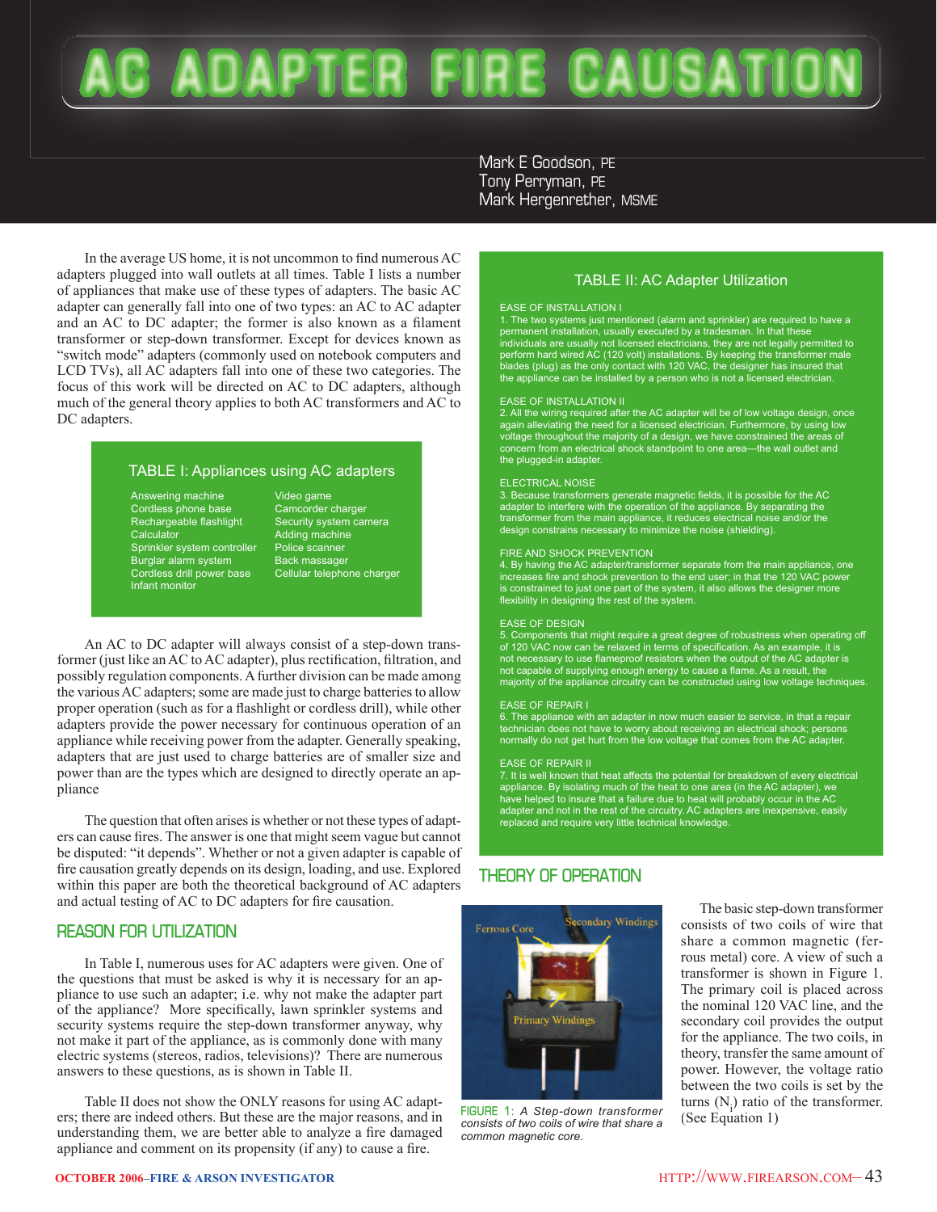# AC ADAPTER FIRE CAUSATION

Mark E Goodson, PE
Tony Perryman, PE
Mark Hergenrether, MSME

In the average US home, it is not uncommon to find numerous AC adapters plugged into wall outlets at all times. Table I lists a number of appliances that make use of these types of adapters. The basic AC adapter can generally fall into one of two types: an AC to AC adapter and an AC to DC adapter; the former is also known as a filament transformer or step-down transformer. Except for devices known as "switch mode" adapters (commonly used on notebook computers and LCD TVs), all AC adapters fall into one of these two categories. The focus of this work will be directed on AC to DC adapters, although much of the general theory applies to both AC transformers and AC to DC adapters.

**TABLE I: Appliances using AC adapters**

| | |
|---|---|
| Answering machine | Video game |
| Cordless phone base | Camcorder charger |
| Rechargeable flashlight | Security system camera |
| Calculator | Adding machine |
| Sprinkler system controller | Police scanner |
| Burglar alarm system | Back massager |
| Cordless drill power base | Cellular telephone charger |
| Infant monitor | |

An AC to DC adapter will always consist of a step-down transformer (just like an AC to AC adapter), plus rectification, filtration, and possibly regulation components. A further division can be made among the various AC adapters; some are made just to charge batteries to allow proper operation (such as for a flashlight or cordless drill), while other adapters provide the power necessary for continuous operation of an appliance while receiving power from the adapter. Generally speaking, adapters that are just used to charge batteries are of smaller size and power than are the types which are designed to directly operate an appliance

The question that often arises is whether or not these types of adapters can cause fires. The answer is one that might seem vague but cannot be disputed: "it depends". Whether or not a given adapter is capable of fire causation greatly depends on its design, loading, and use. Explored within this paper are both the theoretical background of AC adapters and actual testing of AC to DC adapters for fire causation.

## REASON FOR UTILIZATION

In Table I, numerous uses for AC adapters were given. One of the questions that must be asked is why it is necessary for an appliance to use such an adapter; i.e. why not make the adapter part of the appliance? More specifically, lawn sprinkler systems and security systems require the step-down transformer anyway, why not make it part of the appliance, as is commonly done with many electric systems (stereos, radios, televisions)? There are numerous answers to these questions, as is shown in Table II.

Table II does not show the ONLY reasons for using AC adapters; there are indeed others. But these are the major reasons, and in understanding them, we are better able to analyze a fire damaged appliance and comment on its propensity (if any) to cause a fire.

**TABLE II: AC Adapter Utilization**

EASE OF INSTALLATION I
1. The two systems just mentioned (alarm and sprinkler) are required to have a permanent installation, usually executed by a tradesman. In that these individuals are usually not licensed electricians, they are not legally permitted to perform hard wired AC (120 volt) installations. By keeping the transformer male blades (plug) as the only contact with 120 VAC, the designer has insured that the appliance can be installed by a person who is not a licensed electrician.

EASE OF INSTALLATION II
2. All the wiring required after the AC adapter will be of low voltage design, once again alleviating the need for a licensed electrician. Furthermore, by using low voltage throughout the majority of a design, we have constrained the areas of concern from an electrical shock standpoint to one area—the wall outlet and the plugged-in adapter.

ELECTRICAL NOISE
3. Because transformers generate magnetic fields, it is possible for the AC adapter to interfere with the operation of the appliance. By separating the transformer from the main appliance, it reduces electrical noise and/or the design constrains necessary to minimize the noise (shielding).

FIRE AND SHOCK PREVENTION
4. By having the AC adapter/transformer separate from the main appliance, one increases fire and shock prevention to the end user; in that the 120 VAC power is constrained to just one part of the system, it also allows the designer more flexibility in designing the rest of the system.

EASE OF DESIGN
5. Components that might require a great degree of robustness when operating off of 120 VAC now can be relaxed in terms of specification. As an example, it is not necessary to use flameproof resistors when the output of the AC adapter is not capable of supplying enough energy to cause a flame. As a result, the majority of the appliance circuitry can be constructed using low voltage techniques.

EASE OF REPAIR I
6. The appliance with an adapter in now much easier to service, in that a repair technician does not have to worry about receiving an electrical shock; persons normally do not get hurt from the low voltage that comes from the AC adapter.

EASE OF REPAIR II
7. It is well known that heat affects the potential for breakdown of every electrical appliance. By isolating much of the heat to one area (in the AC adapter), we have helped to insure that a failure due to heat will probably occur in the AC adapter and not in the rest of the circuitry. AC adapters are inexpensive, easily replaced and require very little technical knowledge.

## THEORY OF OPERATION

FIGURE 1: *A Step-down transformer consists of two coils of wire that share a common magnetic core.*

The basic step-down transformer consists of two coils of wire that share a common magnetic (ferrous metal) core. A view of such a transformer is shown in Figure 1. The primary coil is placed across the nominal 120 VAC line, and the secondary coil provides the output for the appliance. The two coils, in theory, transfer the same amount of power. However, the voltage ratio between the two coils is set by the turns ($N_i$) ratio of the transformer. (See Equation 1)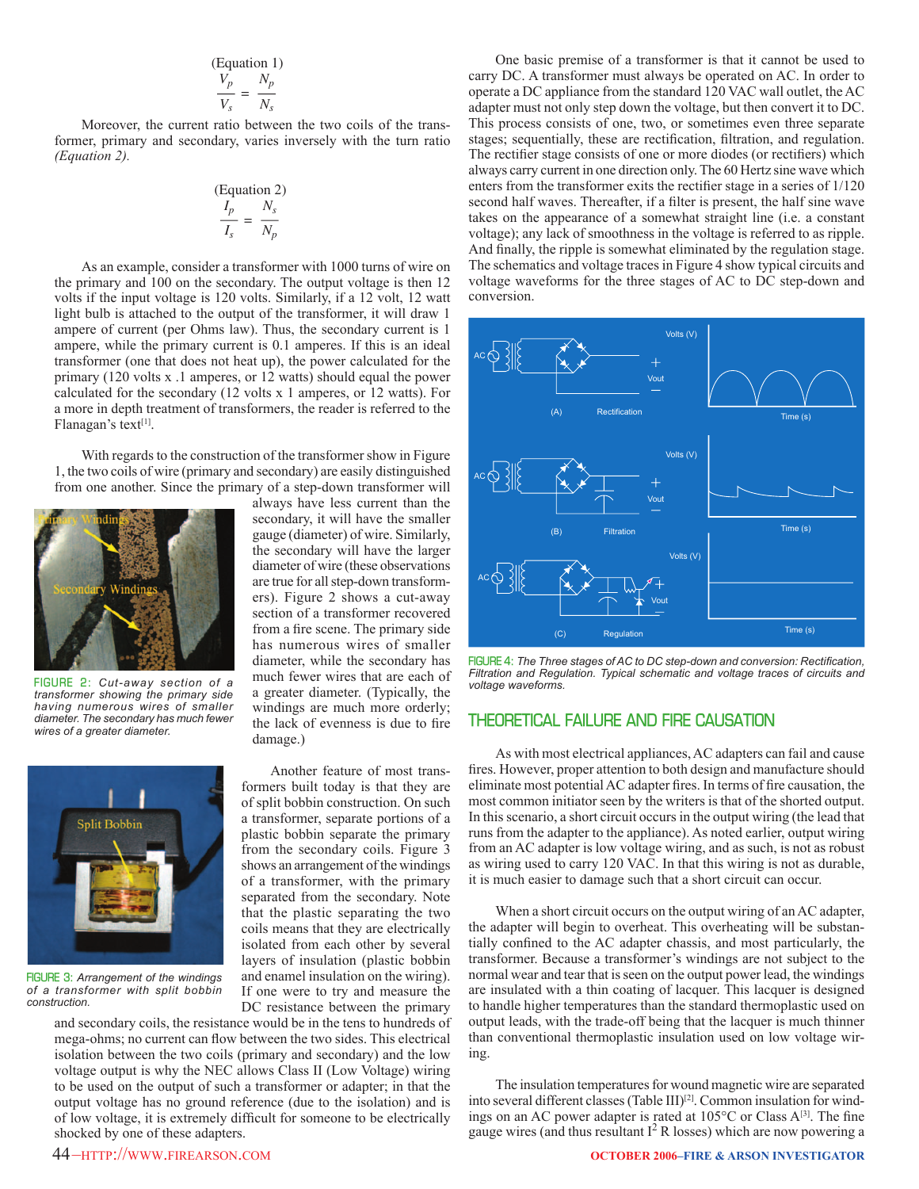(Equation 1)

$$\frac{V_p}{V_s} = \frac{N_p}{N_s}$$

Moreover, the current ratio between the two coils of the transformer, primary and secondary, varies inversely with the turn ratio *(Equation 2)*.

(Equation 2)

$$\frac{I_p}{I_s} = \frac{N_s}{N_p}$$

As an example, consider a transformer with 1000 turns of wire on the primary and 100 on the secondary. The output voltage is then 12 volts if the input voltage is 120 volts. Similarly, if a 12 volt, 12 watt light bulb is attached to the output of the transformer, it will draw 1 ampere of current (per Ohms law). Thus, the secondary current is 1 ampere, while the primary current is 0.1 amperes. If this is an ideal transformer (one that does not heat up), the power calculated for the primary (120 volts x .1 amperes, or 12 watts) should equal the power calculated for the secondary (12 volts x 1 amperes, or 12 watts). For a more in depth treatment of transformers, the reader is referred to the Flanagan's text[1].

With regards to the construction of the transformer show in Figure 1, the two coils of wire (primary and secondary) are easily distinguished from one another. Since the primary of a step-down transformer will always have less current than the secondary, it will have the smaller gauge (diameter) of wire. Similarly, the secondary will have the larger diameter of wire (these observations are true for all step-down transformers). Figure 2 shows a cut-away section of a transformer recovered from a fire scene. The primary side has numerous wires of smaller diameter, while the secondary has much fewer wires that are each of a greater diameter. (Typically, the windings are much more orderly; the lack of evenness is due to fire damage.)

FIGURE 2: *Cut-away section of a transformer showing the primary side having numerous wires of smaller diameter. The secondary has much fewer wires of a greater diameter.*

Another feature of most transformers built today is that they are of split bobbin construction. On such a transformer, separate portions of a plastic bobbin separate the primary from the secondary coils. Figure 3 shows an arrangement of the windings of a transformer, with the primary separated from the secondary. Note that the plastic separating the two coils means that they are electrically isolated from each other by several layers of insulation (plastic bobbin and enamel insulation on the wiring). If one were to try and measure the DC resistance between the primary and secondary coils, the resistance would be in the tens to hundreds of mega-ohms; no current can flow between the two sides. This electrical isolation between the two coils (primary and secondary) and the low voltage output is why the NEC allows Class II (Low Voltage) wiring to be used on the output of such a transformer or adapter; in that the output voltage has no ground reference (due to the isolation) and is of low voltage, it is extremely difficult for someone to be electrically shocked by one of these adapters.

FIGURE 3: *Arrangement of the windings of a transformer with split bobbin construction.*

One basic premise of a transformer is that it cannot be used to carry DC. A transformer must always be operated on AC. In order to operate a DC appliance from the standard 120 VAC wall outlet, the AC adapter must not only step down the voltage, but then convert it to DC. This process consists of one, two, or sometimes even three separate stages; sequentially, these are rectification, filtration, and regulation. The rectifier stage consists of one or more diodes (or rectifiers) which always carry current in one direction only. The 60 Hertz sine wave which enters from the transformer exits the rectifier stage in a series of 1/120 second half waves. Thereafter, if a filter is present, the half sine wave takes on the appearance of a somewhat straight line (i.e. a constant voltage); any lack of smoothness in the voltage is referred to as ripple. And finally, the ripple is somewhat eliminated by the regulation stage. The schematics and voltage traces in Figure 4 show typical circuits and voltage waveforms for the three stages of AC to DC step-down and conversion.

FIGURE 4: *The Three stages of AC to DC step-down and conversion: Rectification, Filtration and Regulation. Typical schematic and voltage traces of circuits and voltage waveforms.*

## THEORETICAL FAILURE AND FIRE CAUSATION

As with most electrical appliances, AC adapters can fail and cause fires. However, proper attention to both design and manufacture should eliminate most potential AC adapter fires. In terms of fire causation, the most common initiator seen by the writers is that of the shorted output. In this scenario, a short circuit occurs in the output wiring (the lead that runs from the adapter to the appliance). As noted earlier, output wiring from an AC adapter is low voltage wiring, and as such, is not as robust as wiring used to carry 120 VAC. In that this wiring is not as durable, it is much easier to damage such that a short circuit can occur.

When a short circuit occurs on the output wiring of an AC adapter, the adapter will begin to overheat. This overheating will be substantially confined to the AC adapter chassis, and most particularly, the transformer. Because a transformer's windings are not subject to the normal wear and tear that is seen on the output power lead, the windings are insulated with a thin coating of lacquer. This lacquer is designed to handle higher temperatures than the standard thermoplastic used on output leads, with the trade-off being that the lacquer is much thinner than conventional thermoplastic insulation used on low voltage wiring.

The insulation temperatures for wound magnetic wire are separated into several different classes (Table III)[2]. Common insulation for windings on an AC power adapter is rated at 105°C or Class A[3]. The fine gauge wires (and thus resultant $I^2 R$ losses) which are now powering a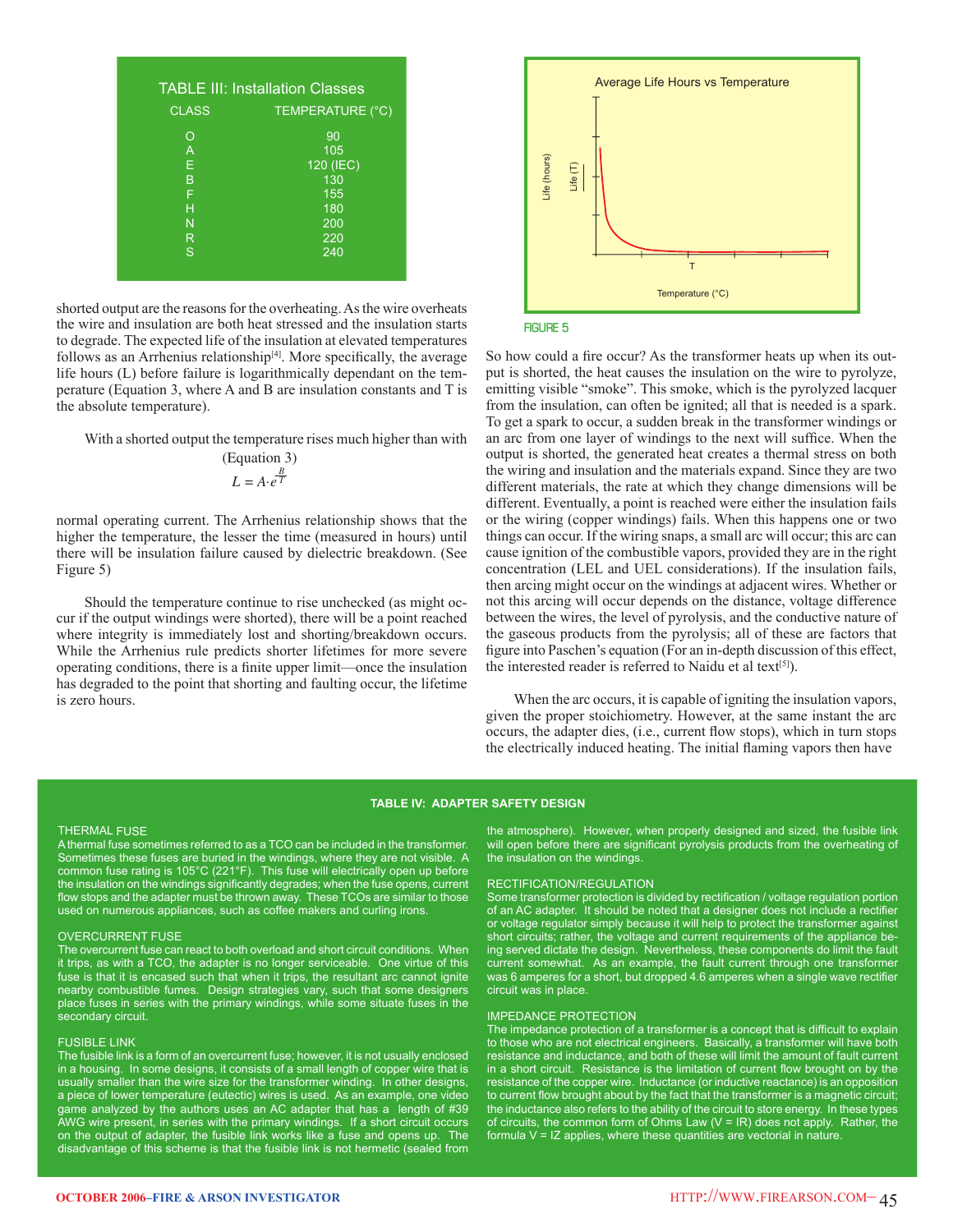**TABLE III: Installation Classes**

| CLASS | TEMPERATURE (°C) |
|---|---|
| O | 90 |
| A | 105 |
| E | 120 (IEC) |
| B | 130 |
| F | 155 |
| H | 180 |
| N | 200 |
| R | 220 |
| S | 240 |

shorted output are the reasons for the overheating. As the wire overheats the wire and insulation are both heat stressed and the insulation starts to degrade. The expected life of the insulation at elevated temperatures follows as an Arrhenius relationship[4]. More specifically, the average life hours (L) before failure is logarithmically dependant on the temperature (Equation 3, where A and B are insulation constants and T is the absolute temperature).

(Equation 3)

$$L = A \cdot e^{\frac{B}{T}}$$

With a shorted output the temperature rises much higher than with normal operating current. The Arrhenius relationship shows that the higher the temperature, the lesser the time (measured in hours) until there will be insulation failure caused by dielectric breakdown. (See Figure 5)

Should the temperature continue to rise unchecked (as might occur if the output windings were shorted), there will be a point reached where integrity is immediately lost and shorting/breakdown occurs. While the Arrhenius rule predicts shorter lifetimes for more severe operating conditions, there is a finite upper limit—once the insulation has degraded to the point that shorting and faulting occur, the lifetime is zero hours.

FIGURE 5

So how could a fire occur? As the transformer heats up when its output is shorted, the heat causes the insulation on the wire to pyrolyze, emitting visible "smoke". This smoke, which is the pyrolyzed lacquer from the insulation, can often be ignited; all that is needed is a spark. To get a spark to occur, a sudden break in the transformer windings or an arc from one layer of windings to the next will suffice. When the output is shorted, the generated heat creates a thermal stress on both the wiring and insulation and the materials expand. Since they are two different materials, the rate at which they change dimensions will be different. Eventually, a point is reached were either the insulation fails or the wiring (copper windings) fails. When this happens one or two things can occur. If the wiring snaps, a small arc will occur; this arc can cause ignition of the combustible vapors, provided they are in the right concentration (LEL and UEL considerations). If the insulation fails, then arcing might occur on the windings at adjacent wires. Whether or not this arcing will occur depends on the distance, voltage difference between the wires, the level of pyrolysis, and the conductive nature of the gaseous products from the pyrolysis; all of these are factors that figure into Paschen's equation (For an in-depth discussion of this effect, the interested reader is referred to Naidu et al text[5]).

When the arc occurs, it is capable of igniting the insulation vapors, given the proper stoichiometry. However, at the same instant the arc occurs, the adapter dies, (i.e., current flow stops), which in turn stops the electrically induced heating. The initial flaming vapors then have

**TABLE IV: ADAPTER SAFETY DESIGN**

THERMAL FUSE

A thermal fuse sometimes referred to as a TCO can be included in the transformer. Sometimes these fuses are buried in the windings, where they are not visible. A common fuse rating is 105°C (221°F). This fuse will electrically open up before the insulation on the windings significantly degrades; when the fuse opens, current flow stops and the adapter must be thrown away. These TCOs are similar to those used on numerous appliances, such as coffee makers and curling irons.

OVERCURRENT FUSE

The overcurrent fuse can react to both overload and short circuit conditions. When it trips, as with a TCO, the adapter is no longer serviceable. One virtue of this fuse is that it is encased such that when it trips, the resultant arc cannot ignite nearby combustible fumes. Design strategies vary, such that some designers place fuses in series with the primary windings, while some situate fuses in the secondary circuit.

FUSIBLE LINK

The fusible link is a form of an overcurrent fuse; however, it is not usually enclosed in a housing. In some designs, it consists of a small length of copper wire that is usually smaller than the wire size for the transformer winding. In other designs, a piece of lower temperature (eutectic) wires is used. As an example, one video game analyzed by the authors uses an AC adapter that has a length of #39 AWG wire present, in series with the primary windings. If a short circuit occurs on the output of adapter, the fusible link works like a fuse and opens up. The disadvantage of this scheme is that the fusible link is not hermetic (sealed from the atmosphere). However, when properly designed and sized, the fusible link will open before there are significant pyrolysis products from the overheating of the insulation on the windings.

RECTIFICATION/REGULATION

Some transformer protection is divided by rectification / voltage regulation portion of an AC adapter. It should be noted that a designer does not include a rectifier or voltage regulator simply because it will help to protect the transformer against short circuits; rather, the voltage and current requirements of the appliance being served dictate the design. Nevertheless, these components do limit the fault current somewhat. As an example, the fault current through one transformer was 6 amperes for a short, but dropped 4.6 amperes when a single wave rectifier circuit was in place.

IMPEDANCE PROTECTION

The impedance protection of a transformer is a concept that is difficult to explain to those who are not electrical engineers. Basically, a transformer will have both resistance and inductance, and both of these will limit the amount of fault current in a short circuit. Resistance is the limitation of current flow brought on by the resistance of the copper wire. Inductance (or inductive reactance) is an opposition to current flow brought about by the fact that the transformer is a magnetic circuit; the inductance also refers to the ability of the circuit to store energy. In these types of circuits, the common form of Ohms Law ($V = IR$) does not apply. Rather, the formula $V = IZ$ applies, where these quantities are vectorial in nature.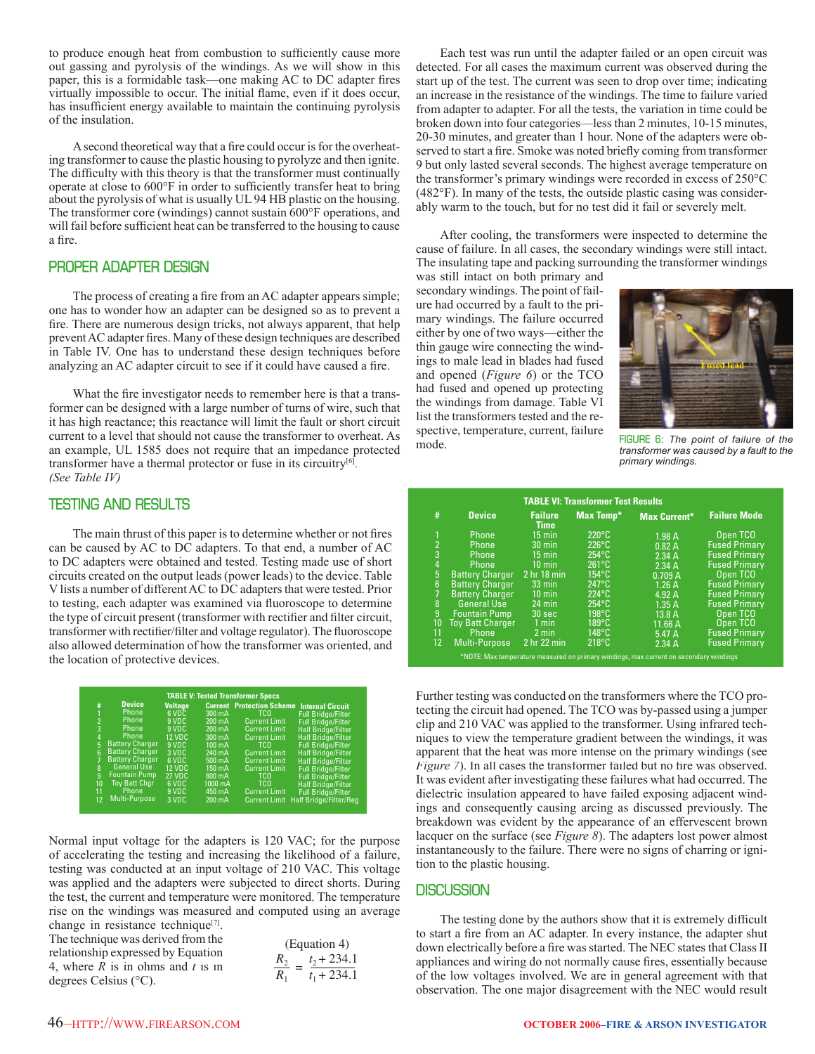to produce enough heat from combustion to sufficiently cause more out gassing and pyrolysis of the windings. As we will show in this paper, this is a formidable task—one making AC to DC adapter fires virtually impossible to occur. The initial flame, even if it does occur, has insufficient energy available to maintain the continuing pyrolysis of the insulation.

A second theoretical way that a fire could occur is for the overheating transformer to cause the plastic housing to pyrolyze and then ignite. The difficulty with this theory is that the transformer must continually operate at close to 600°F in order to sufficiently transfer heat to bring about the pyrolysis of what is usually UL 94 HB plastic on the housing. The transformer core (windings) cannot sustain 600°F operations, and will fail before sufficient heat can be transferred to the housing to cause a fire.

## PROPER ADAPTER DESIGN

The process of creating a fire from an AC adapter appears simple; one has to wonder how an adapter can be designed so as to prevent a fire. There are numerous design tricks, not always apparent, that help prevent AC adapter fires. Many of these design techniques are described in Table IV. One has to understand these design techniques before analyzing an AC adapter circuit to see if it could have caused a fire.

What the fire investigator needs to remember here is that a transformer can be designed with a large number of turns of wire, such that it has high reactance; this reactance will limit the fault or short circuit current to a level that should not cause the transformer to overheat. As an example, UL 1585 does not require that an impedance protected transformer have a thermal protector or fuse in its circuitry[6].
*(See Table IV)*

## TESTING AND RESULTS

The main thrust of this paper is to determine whether or not fires can be caused by AC to DC adapters. To that end, a number of AC to DC adapters were obtained and tested. Testing made use of short circuits created on the output leads (power leads) to the device. Table V lists a number of different AC to DC adapters that were tested. Prior to testing, each adapter was examined via fluoroscope to determine the type of circuit present (transformer with rectifier and filter circuit, transformer with rectifier/filter and voltage regulator). The fluoroscope also allowed determination of how the transformer was oriented, and the location of protective devices.

**TABLE V: Tested Transformer Specs**

| # | Device | Voltage | Current | Protection Scheme | Internal Circuit |
|---|---|---|---|---|---|
| 1 | Phone | 6 VDC | 300 mA | TCO | Full Bridge/Filter |
| 2 | Phone | 9 VDC | 200 mA | Current Limit | Full Bridge/Filter |
| 3 | Phone | 9 VDC | 200 mA | Current Limit | Half Bridge/Filter |
| 4 | Phone | 12 VDC | 300 mA | Current Limit | Half Bridge/Filter |
| 5 | Battery Charger | 9 VDC | 100 mA | TCO | Full Bridge/Filter |
| 6 | Battery Charger | 3 VDC | 240 mA | Current Limit | Half Bridge/Filter |
| 7 | Battery Charger | 6 VDC | 500 mA | Current Limit | Half Bridge/Filter |
| 8 | General Use | 12 VDC | 150 mA | Current Limit | Full Bridge/Filter |
| 9 | Fountain Pump | 27 VDC | 800 mA | TCO | Full Bridge/Filter |
| 10 | Toy Batt Chgr | 6 VDC | 1000 mA | TCO | Half Bridge/Filter |
| 11 | Phone | 9 VDC | 450 mA | Current Limit | Full Bridge/Filter |
| 12 | Multi-Purpose | 3 VDC | 200 mA | Current Limit | Half Bridge/Filter/Reg |

Normal input voltage for the adapters is 120 VAC; for the purpose of accelerating the testing and increasing the likelihood of a failure, testing was conducted at an input voltage of 210 VAC. This voltage was applied and the adapters were subjected to direct shorts. During the test, the current and temperature were monitored. The temperature rise on the windings was measured and computed using an average change in resistance technique[7]. The technique was derived from the relationship expressed by Equation 4, where $R$ is in ohms and $t$ is in degrees Celsius (°C).

(Equation 4)

$$\frac{R_2}{R_1} = \frac{t_2 + 234.1}{t_1 + 234.1}$$

Each test was run until the adapter failed or an open circuit was detected. For all cases the maximum current was observed during the start up of the test. The current was seen to drop over time; indicating an increase in the resistance of the windings. The time to failure varied from adapter to adapter. For all the tests, the variation in time could be broken down into four categories—less than 2 minutes, 10-15 minutes, 20-30 minutes, and greater than 1 hour. None of the adapters were observed to start a fire. Smoke was noted briefly coming from transformer 9 but only lasted several seconds. The highest average temperature on the transformer's primary windings were recorded in excess of 250°C (482°F). In many of the tests, the outside plastic casing was considerably warm to the touch, but for no test did it fail or severely melt.

After cooling, the transformers were inspected to determine the cause of failure. In all cases, the secondary windings were still intact. The insulating tape and packing surrounding the transformer windings was still intact on both primary and secondary windings. The point of failure had occurred by a fault to the primary windings. The failure occurred either by one of two ways—either the thin gauge wire connecting the windings to male lead in blades had fused and opened (*Figure 6*) or the TCO had fused and opened up protecting the windings from damage. Table VI list the transformers tested and the respective, temperature, current, failure mode.

FIGURE 6: *The point of failure of the transformer was caused by a fault to the primary windings.*

**TABLE VI: Transformer Test Results**

| # | Device | Failure Time | Max Temp* | Max Current* | Failure Mode |
|---|---|---|---|---|---|
| 1 | Phone | 15 min | 220°C | 1.98 A | Open TCO |
| 2 | Phone | 30 min | 226°C | 0.82 A | Fused Primary |
| 3 | Phone | 15 min | 254°C | 2.34 A | Fused Primary |
| 4 | Phone | 10 min | 261°C | 2.34 A | Fused Primary |
| 5 | Battery Charger | 2 hr 18 min | 154°C | 0.709 A | Open TCO |
| 6 | Battery Charger | 33 min | 247°C | 1.26 A | Fused Primary |
| 7 | Battery Charger | 10 min | 224°C | 4.92 A | Fused Primary |
| 8 | General Use | 24 min | 254°C | 1.35 A | Fused Primary |
| 9 | Fountain Pump | 30 sec | 198°C | 13.8 A | Open TCO |
| 10 | Toy Batt Charger | 1 min | 189°C | 11.66 A | Open TCO |
| 11 | Phone | 2 min | 148°C | 5.47 A | Fused Primary |
| 12 | Multi-Purpose | 2 hr 22 min | 218°C | 2.34 A | Fused Primary |

*NOTE: Max temperature measured on primary windings, max current on secondary windings

Further testing was conducted on the transformers where the TCO protecting the circuit had opened. The TCO was by-passed using a jumper clip and 210 VAC was applied to the transformer. Using infrared techniques to view the temperature gradient between the windings, it was apparent that the heat was more intense on the primary windings (see *Figure 7*). In all cases the transformer failed but no fire was observed. It was evident after investigating these failures what had occurred. The dielectric insulation appeared to have failed exposing adjacent windings and consequently causing arcing as discussed previously. The breakdown was evident by the appearance of an effervescent brown lacquer on the surface (see *Figure 8*). The adapters lost power almost instantaneously to the failure. There were no signs of charring or ignition to the plastic housing.

## DISCUSSION

The testing done by the authors show that it is extremely difficult to start a fire from an AC adapter. In every instance, the adapter shut down electrically before a fire was started. The NEC states that Class II appliances and wiring do not normally cause fires, essentially because of the low voltages involved. We are in general agreement with that observation. The one major disagreement with the NEC would result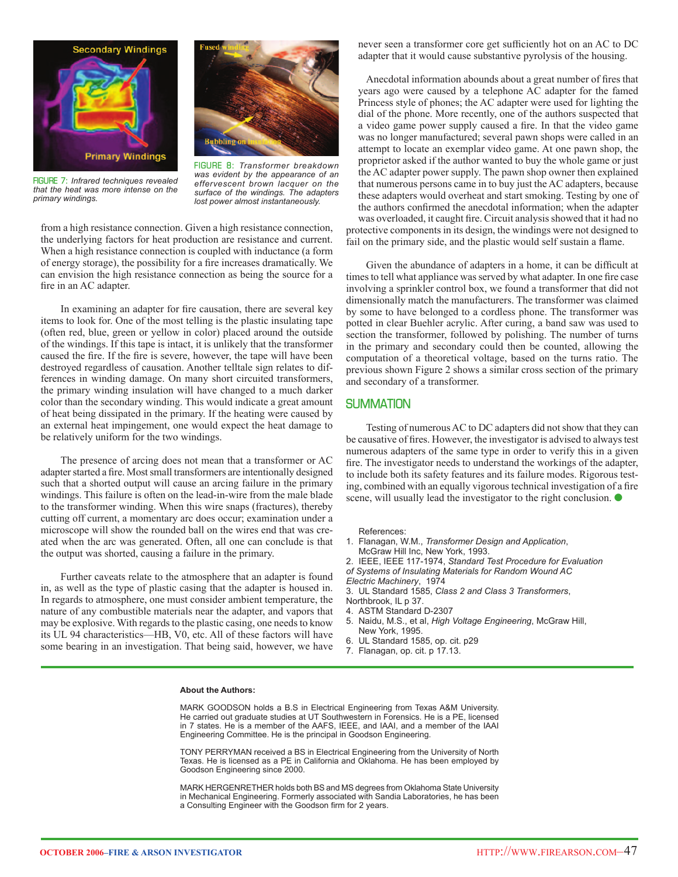FIGURE 7: *Infrared techniques revealed that the heat was more intense on the primary windings.*

FIGURE 8: *Transformer breakdown was evident by the appearance of an effervescent brown lacquer on the surface of the windings. The adapters lost power almost instantaneously.*

from a high resistance connection. Given a high resistance connection, the underlying factors for heat production are resistance and current. When a high resistance connection is coupled with inductance (a form of energy storage), the possibility for a fire increases dramatically. We can envision the high resistance connection as being the source for a fire in an AC adapter.

In examining an adapter for fire causation, there are several key items to look for. One of the most telling is the plastic insulating tape (often red, blue, green or yellow in color) placed around the outside of the windings. If this tape is intact, it is unlikely that the transformer caused the fire. If the fire is severe, however, the tape will have been destroyed regardless of causation. Another telltale sign relates to differences in winding damage. On many short circuited transformers, the primary winding insulation will have changed to a much darker color than the secondary winding. This would indicate a great amount of heat being dissipated in the primary. If the heating were caused by an external heat impingement, one would expect the heat damage to be relatively uniform for the two windings.

The presence of arcing does not mean that a transformer or AC adapter started a fire. Most small transformers are intentionally designed such that a shorted output will cause an arcing failure in the primary windings. This failure is often on the lead-in-wire from the male blade to the transformer winding. When this wire snaps (fractures), thereby cutting off current, a momentary arc does occur; examination under a microscope will show the rounded ball on the wires end that was created when the arc was generated. Often, all one can conclude is that the output was shorted, causing a failure in the primary.

Further caveats relate to the atmosphere that an adapter is found in, as well as the type of plastic casing that the adapter is housed in. In regards to atmosphere, one must consider ambient temperature, the nature of any combustible materials near the adapter, and vapors that may be explosive. With regards to the plastic casing, one needs to know its UL 94 characteristics—HB, V0, etc. All of these factors will have some bearing in an investigation. That being said, however, we have never seen a transformer core get sufficiently hot on an AC to DC adapter that it would cause substantive pyrolysis of the housing.

Anecdotal information abounds about a great number of fires that years ago were caused by a telephone AC adapter for the famed Princess style of phones; the AC adapter were used for lighting the dial of the phone. More recently, one of the authors suspected that a video game power supply caused a fire. In that the video game was no longer manufactured; several pawn shops were called in an attempt to locate an exemplar video game. At one pawn shop, the proprietor asked if the author wanted to buy the whole game or just the AC adapter power supply. The pawn shop owner then explained that numerous persons came in to buy just the AC adapters, because these adapters would overheat and start smoking. Testing by one of the authors confirmed the anecdotal information; when the adapter was overloaded, it caught fire. Circuit analysis showed that it had no protective components in its design, the windings were not designed to fail on the primary side, and the plastic would self sustain a flame.

Given the abundance of adapters in a home, it can be difficult at times to tell what appliance was served by what adapter. In one fire case involving a sprinkler control box, we found a transformer that did not dimensionally match the manufacturers. The transformer was claimed by some to have belonged to a cordless phone. The transformer was potted in clear Buehler acrylic. After curing, a band saw was used to section the transformer, followed by polishing. The number of turns in the primary and secondary could then be counted, allowing the computation of a theoretical voltage, based on the turns ratio. The previous shown Figure 2 shows a similar cross section of the primary and secondary of a transformer.

## SUMMATION

Testing of numerous AC to DC adapters did not show that they can be causative of fires. However, the investigator is advised to always test numerous adapters of the same type in order to verify this in a given fire. The investigator needs to understand the workings of the adapter, to include both its safety features and its failure modes. Rigorous testing, combined with an equally vigorous technical investigation of a fire scene, will usually lead the investigator to the right conclusion.

References:

1. Flanagan, W.M., *Transformer Design and Application*, McGraw Hill Inc, New York, 1993.
2. IEEE, IEEE 117-1974, *Standard Test Procedure for Evaluation of Systems of Insulating Materials for Random Wound AC Electric Machinery*, 1974
3. UL Standard 1585, *Class 2 and Class 3 Transformers*, Northbrook, IL p 37.
4. ASTM Standard D-2307
5. Naidu, M.S., et al, *High Voltage Engineering*, McGraw Hill, New York, 1995.
6. UL Standard 1585, op. cit. p29
7. Flanagan, op. cit. p 17.13.

**About the Authors:**

MARK GOODSON holds a B.S in Electrical Engineering from Texas A&M University. He carried out graduate studies at UT Southwestern in Forensics. He is a PE, licensed in 7 states. He is a member of the AAFS, IEEE, and IAAI, and a member of the IAAI Engineering Committee. He is the principal in Goodson Engineering.

TONY PERRYMAN received a BS in Electrical Engineering from the University of North Texas. He is licensed as a PE in California and Oklahoma. He has been employed by Goodson Engineering since 2000.

MARK HERGENRETHER holds both BS and MS degrees from Oklahoma State University in Mechanical Engineering. Formerly associated with Sandia Laboratories, he has been a Consulting Engineer with the Goodson firm for 2 years.